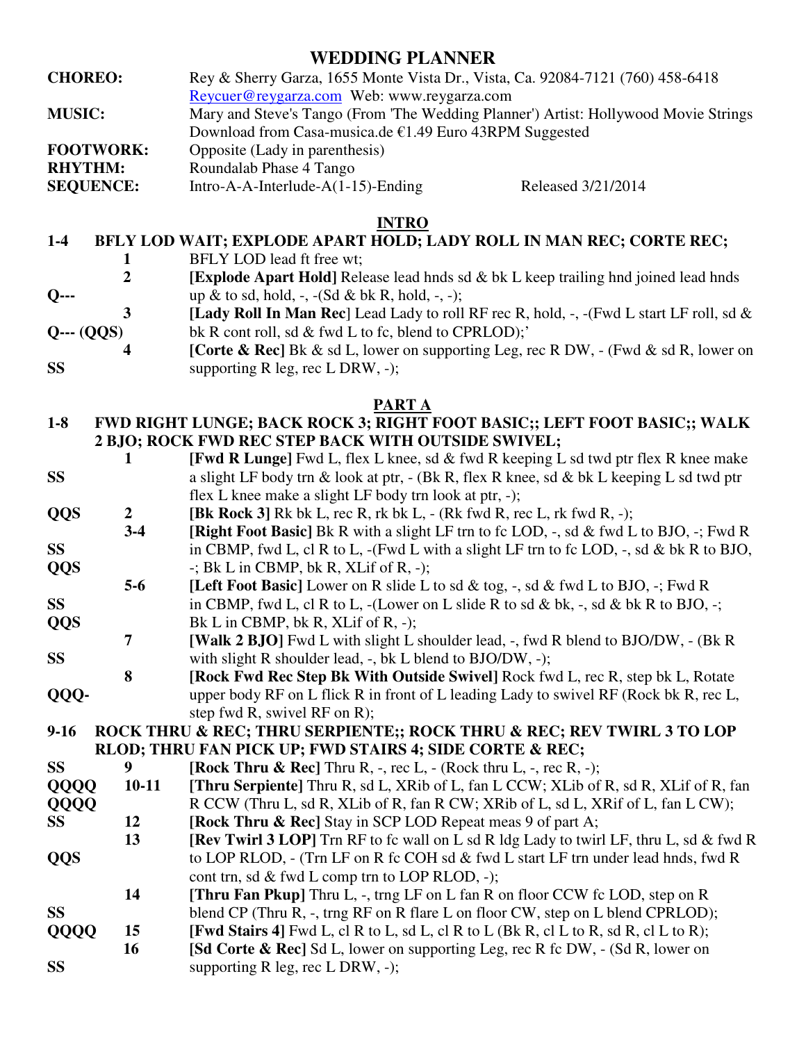# WEDDING PLANNER

**CHOREO:** Rey & Sherry Garza, 1655 Monte Vista Dr., Vista, Ca. 92084-7121 (760) 458-6418
Reycuer@reygarza.com Web: www.reygarza.com

**MUSIC:** Mary and Steve's Tango (From 'The Wedding Planner') Artist: Hollywood Movie Strings
Download from Casa-musica.de €1.49 Euro 43RPM Suggested

**FOOTWORK:** Opposite (Lady in parenthesis)

**RHYTHM:** Roundalab Phase 4 Tango

**SEQUENCE:** Intro-A-A-Interlude-A(1-15)-Ending Released 3/21/2014

## INTRO

**1-4 BFLY LOD WAIT; EXPLODE APART HOLD; LADY ROLL IN MAN REC; CORTE REC;**

| | | |
|---|---|---|
| | 1 | BFLY LOD lead ft free wt; |
| Q--- | 2 | **[Explode Apart Hold]** Release lead hnds sd & bk L keep trailing hnd joined lead hnds up & to sd, hold, -, -(Sd & bk R, hold, -, -); |
| Q--- (QQS) | 3 | **[Lady Roll In Man Rec**] Lead Lady to roll RF rec R, hold, -, -(Fwd L start LF roll, sd & bk R cont roll, sd & fwd L to fc, blend to CPRLOD);' |
| SS | 4 | **[Corte & Rec]** Bk & sd L, lower on supporting Leg, rec R DW, - (Fwd & sd R, lower on supporting R leg, rec L DRW, -); |

## PART A

**1-8 FWD RIGHT LUNGE; BACK ROCK 3; RIGHT FOOT BASIC;; LEFT FOOT BASIC;; WALK 2 BJO; ROCK FWD REC STEP BACK WITH OUTSIDE SWIVEL;**

| | | |
|---|---|---|
| SS | 1 | **[Fwd R Lunge]** Fwd L, flex L knee, sd & fwd R keeping L sd twd ptr flex R knee make a slight LF body trn & look at ptr, - (Bk R, flex R knee, sd & bk L keeping L sd twd ptr flex L knee make a slight LF body trn look at ptr, -); |
| QQS | 2 | **[Bk Rock 3]** Rk bk L, rec R, rk bk L, - (Rk fwd R, rec L, rk fwd R, -); |
| SS QQS | 3-4 | **[Right Foot Basic]** Bk R with a slight LF trn to fc LOD, -, sd & fwd L to BJO, -; Fwd R in CBMP, fwd L, cl R to L, -(Fwd L with a slight LF trn to fc LOD, -, sd & bk R to BJO, -; Bk L in CBMP, bk R, XLif of R, -); |
| SS QQS | 5-6 | **[Left Foot Basic]** Lower on R slide L to sd & tog, -, sd & fwd L to BJO, -; Fwd R in CBMP, fwd L, cl R to L, -(Lower on L slide R to sd & bk, -, sd & bk R to BJO, -; Bk L in CBMP, bk R, XLif of R, -); |
| SS | 7 | **[Walk 2 BJO]** Fwd L with slight L shoulder lead, -, fwd R blend to BJO/DW, - (Bk R with slight R shoulder lead, -, bk L blend to BJO/DW, -); |
| QQQ- | 8 | **[Rock Fwd Rec Step Bk With Outside Swivel]** Rock fwd L, rec R, step bk L, Rotate upper body RF on L flick R in front of L leading Lady to swivel RF (Rock bk R, rec L, step fwd R, swivel RF on R); |

**9-16 ROCK THRU & REC; THRU SERPIENTE;; ROCK THRU & REC; REV TWIRL 3 TO LOP RLOD; THRU FAN PICK UP; FWD STAIRS 4; SIDE CORTE & REC;**

| | | |
|---|---|---|
| SS | 9 | **[Rock Thru & Rec]** Thru R, -, rec L, - (Rock thru L, -, rec R, -); |
| QQQQ QQQQ | 10-11 | **[Thru Serpiente]** Thru R, sd L, XRib of L, fan L CCW; XLib of R, sd R, XLif of R, fan R CCW (Thru L, sd R, XLib of R, fan R CW; XRib of L, sd L, XRif of L, fan L CW); |
| SS | 12 | **[Rock Thru & Rec]** Stay in SCP LOD Repeat meas 9 of part A; |
| QQS | 13 | **[Rev Twirl 3 LOP]** Trn RF to fc wall on L sd R ldg Lady to twirl LF, thru L, sd & fwd R to LOP RLOD, - (Trn LF on R fc COH sd & fwd L start LF trn under lead hnds, fwd R cont trn, sd & fwd L comp trn to LOP RLOD, -); |
| SS | 14 | **[Thru Fan Pkup]** Thru L, -, trng LF on L fan R on floor CCW fc LOD, step on R blend CP (Thru R, -, trng RF on R flare L on floor CW, step on L blend CPRLOD); |
| QQQQ | 15 | **[Fwd Stairs 4]** Fwd L, cl R to L, sd L, cl R to L (Bk R, cl L to R, sd R, cl L to R); |
| SS | 16 | **[Sd Corte & Rec]** Sd L, lower on supporting Leg, rec R fc DW, - (Sd R, lower on supporting R leg, rec L DRW, -); |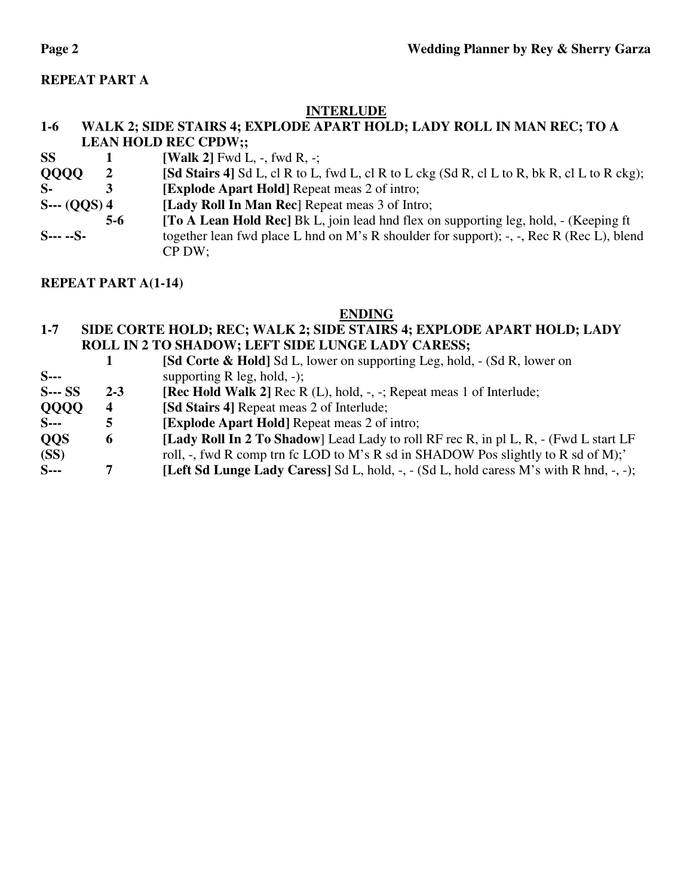**REPEAT PART A**

## INTERLUDE

**1-6 WALK 2; SIDE STAIRS 4; EXPLODE APART HOLD; LADY ROLL IN MAN REC; TO A LEAN HOLD REC CPDW;;**

| | | |
|---|---|---|
| **SS** | **1** | **[Walk 2]** Fwd L, -, fwd R, -; |
| **QQQQ** | **2** | **[Sd Stairs 4]** Sd L, cl R to L, fwd L, cl R to L ckg (Sd R, cl L to R, bk R, cl L to R ckg); |
| **S-** | **3** | **[Explode Apart Hold]** Repeat meas 2 of intro; |
| **S--- (QQS)** | **4** | **[Lady Roll In Man Rec]** Repeat meas 3 of Intro; |
| **S--- --S-** | **5-6** | **[To A Lean Hold Rec]** Bk L, join lead hnd flex on supporting leg, hold, - (Keeping ft together lean fwd place L hnd on M's R shoulder for support); -, -, Rec R (Rec L), blend CP DW; |

**REPEAT PART A(1-14)**

## ENDING

**1-7 SIDE CORTE HOLD; REC; WALK 2; SIDE STAIRS 4; EXPLODE APART HOLD; LADY ROLL IN 2 TO SHADOW; LEFT SIDE LUNGE LADY CARESS;**

| | | |
|---|---|---|
| **S---** | **1** | **[Sd Corte & Hold]** Sd L, lower on supporting Leg, hold, - (Sd R, lower on supporting R leg, hold, -); |
| **S--- SS** | **2-3** | **[Rec Hold Walk 2]** Rec R (L), hold, -, -; Repeat meas 1 of Interlude; |
| **QQQQ** | **4** | **[Sd Stairs 4]** Repeat meas 2 of Interlude; |
| **S---** | **5** | **[Explode Apart Hold]** Repeat meas 2 of intro; |
| **QQS (SS)** | **6** | **[Lady Roll In 2 To Shadow]** Lead Lady to roll RF rec R, in pl L, R, - (Fwd L start LF roll, -, fwd R comp trn fc LOD to M's R sd in SHADOW Pos slightly to R sd of M);' |
| **S---** | **7** | **[Left Sd Lunge Lady Caress]** Sd L, hold, -, - (Sd L, hold caress M's with R hnd, -, -); |